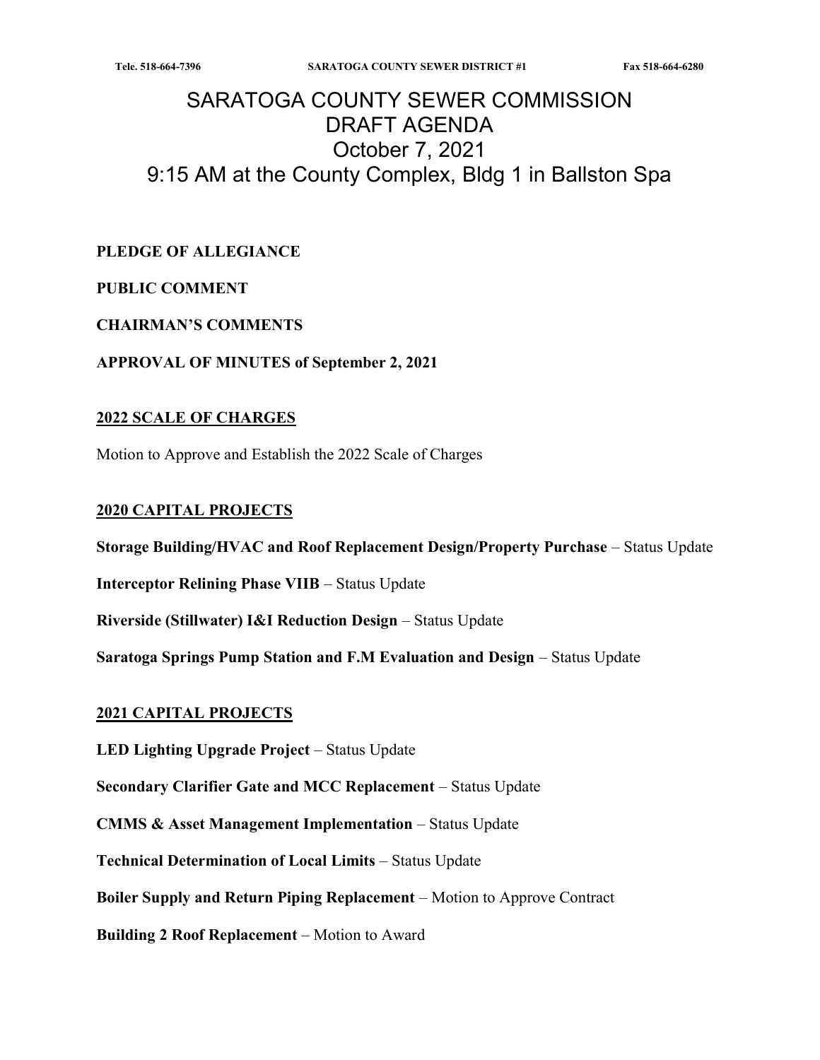# SARATOGA COUNTY SEWER COMMISSION
# DRAFT AGENDA
# October 7, 2021
# 9:15 AM at the County Complex, Bldg 1 in Ballston Spa

**PLEDGE OF ALLEGIANCE**

**PUBLIC COMMENT**

**CHAIRMAN'S COMMENTS**

**APPROVAL OF MINUTES of September 2, 2021**

## 2022 SCALE OF CHARGES

Motion to Approve and Establish the 2022 Scale of Charges

## 2020 CAPITAL PROJECTS

**Storage Building/HVAC and Roof Replacement Design/Property Purchase** – Status Update

**Interceptor Relining Phase VIIB** – Status Update

**Riverside (Stillwater) I&I Reduction Design** – Status Update

**Saratoga Springs Pump Station and F.M Evaluation and Design** – Status Update

## 2021 CAPITAL PROJECTS

**LED Lighting Upgrade Project** – Status Update

**Secondary Clarifier Gate and MCC Replacement** – Status Update

**CMMS & Asset Management Implementation** – Status Update

**Technical Determination of Local Limits** – Status Update

**Boiler Supply and Return Piping Replacement** – Motion to Approve Contract

**Building 2 Roof Replacement** – Motion to Award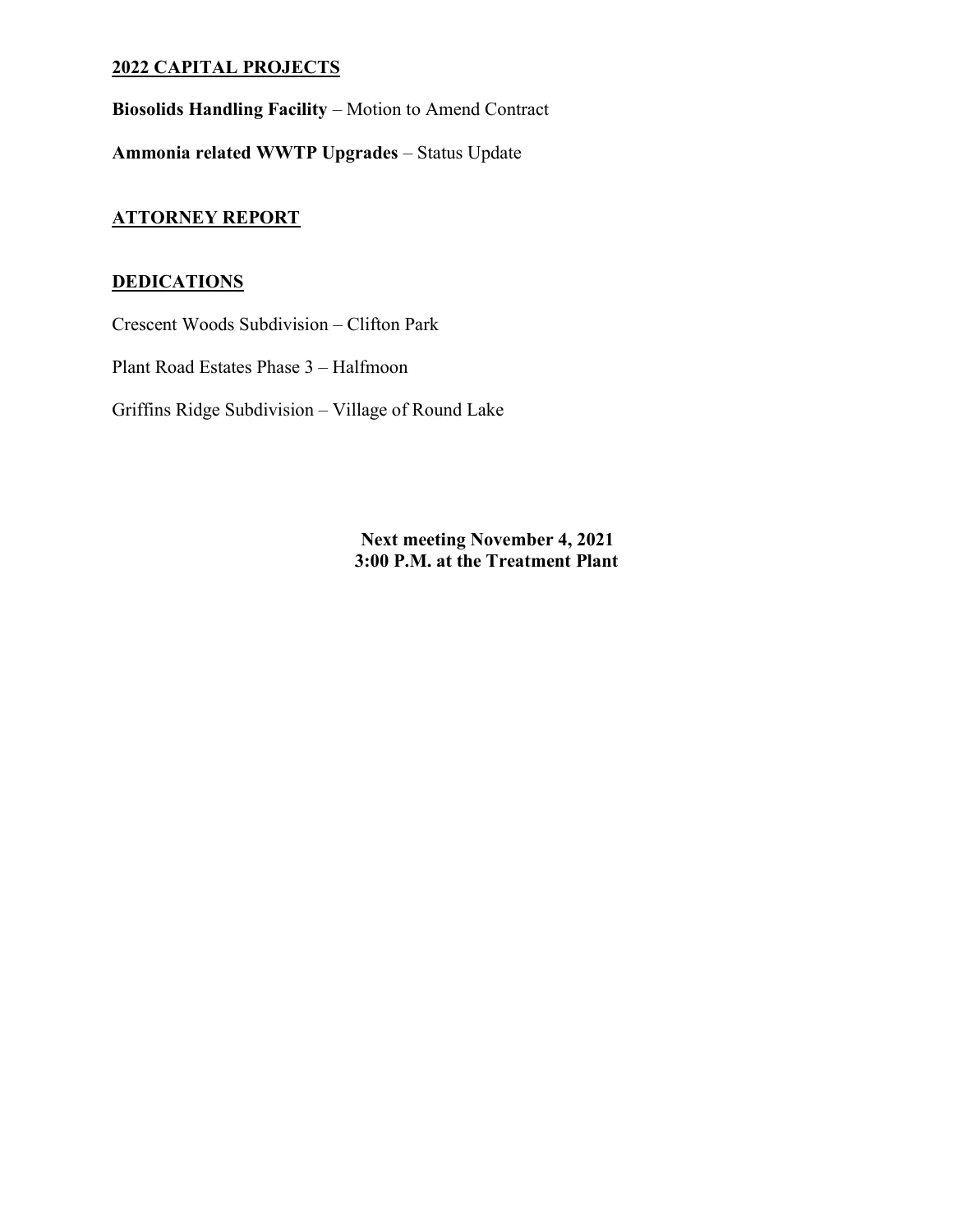## 2022 CAPITAL PROJECTS

**Biosolids Handling Facility** – Motion to Amend Contract

**Ammonia related WWTP Upgrades** – Status Update

## ATTORNEY REPORT

## DEDICATIONS

Crescent Woods Subdivision – Clifton Park

Plant Road Estates Phase 3 – Halfmoon

Griffins Ridge Subdivision – Village of Round Lake

**Next meeting November 4, 2021**
**3:00 P.M. at the Treatment Plant**